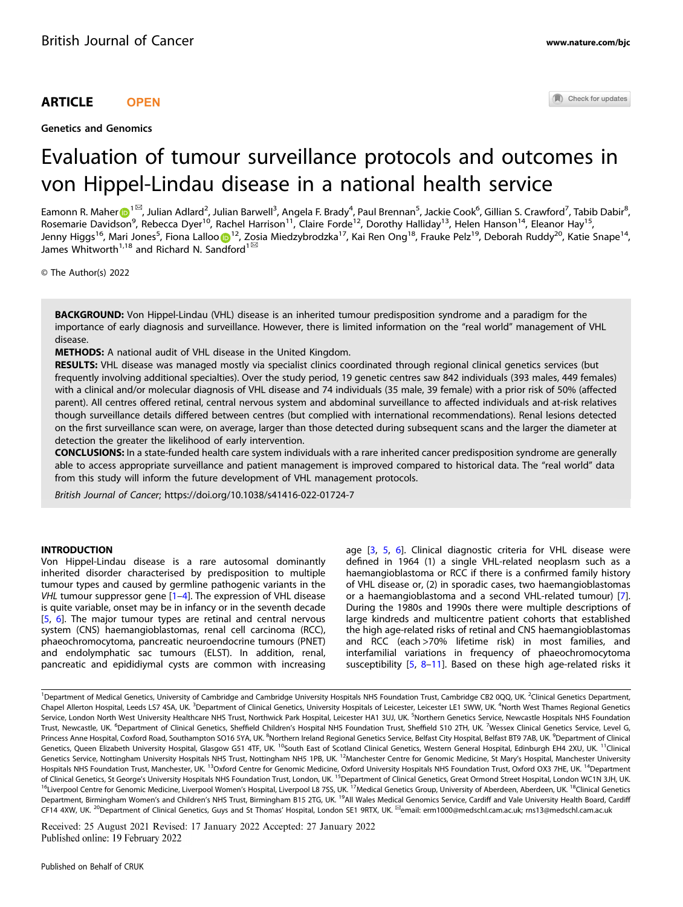ARTICLE OPEN

Genetics and Genomics

# Evaluation of tumour surveillance protocols and outcomes in von Hippel-Lindau disease in a national health service

Eamonn R. Maher[1]✉, Julian Adlard[2], Julian Barwell[3], Angela F. Brady[4], Paul Brennan[5], Jackie Cook[6], Gillian S. Crawford[7], Tabib Dabir[8], Rosemarie Davidson[9], Rebecca Dyer[10], Rachel Harrison[11], Claire Forde[12], Dorothy Halliday[13], Helen Hanson[14], Eleanor Hay[15], Jenny Higgs[16], Mari Jones[5], Fiona Lalloo[12], Zosia Miedzybrodzka[17], Kai Ren Ong[18], Frauke Pelz[19], Deborah Ruddy[20], Katie Snape[14], James Whitworth[1,18] and Richard N. Sandford[1]✉

© The Author(s) 2022

**BACKGROUND:** Von Hippel-Lindau (VHL) disease is an inherited tumour predisposition syndrome and a paradigm for the importance of early diagnosis and surveillance. However, there is limited information on the "real world" management of VHL disease.

**METHODS:** A national audit of VHL disease in the United Kingdom.

**RESULTS:** VHL disease was managed mostly via specialist clinics coordinated through regional clinical genetics services (but frequently involving additional specialties). Over the study period, 19 genetic centres saw 842 individuals (393 males, 449 females) with a clinical and/or molecular diagnosis of VHL disease and 74 individuals (35 male, 39 female) with a prior risk of 50% (affected parent). All centres offered retinal, central nervous system and abdominal surveillance to affected individuals and at-risk relatives though surveillance details differed between centres (but complied with international recommendations). Renal lesions detected on the first surveillance scan were, on average, larger than those detected during subsequent scans and the larger the diameter at detection the greater the likelihood of early intervention.

**CONCLUSIONS:** In a state-funded health care system individuals with a rare inherited cancer predisposition syndrome are generally able to access appropriate surveillance and patient management is improved compared to historical data. The "real world" data from this study will inform the future development of VHL management protocols.

*British Journal of Cancer*; https://doi.org/10.1038/s41416-022-01724-7

## INTRODUCTION

Von Hippel-Lindau disease is a rare autosomal dominantly inherited disorder characterised by predisposition to multiple tumour types and caused by germline pathogenic variants in the *VHL* tumour suppressor gene [1–4]. The expression of VHL disease is quite variable, onset may be in infancy or in the seventh decade [5, 6]. The major tumour types are retinal and central nervous system (CNS) haemangioblastomas, renal cell carcinoma (RCC), phaeochromocytoma, pancreatic neuroendocrine tumours (PNET) and endolymphatic sac tumours (ELST). In addition, renal, pancreatic and epididymal cysts are common with increasing age [3, 5, 6]. Clinical diagnostic criteria for VHL disease were defined in 1964 (1) a single VHL-related neoplasm such as a haemangioblastoma or RCC if there is a confirmed family history of VHL disease or, (2) in sporadic cases, two haemangioblastomas or a haemangioblastoma and a second VHL-related tumour) [7]. During the 1980s and 1990s there were multiple descriptions of large kindreds and multicentre patient cohorts that established the high age-related risks of retinal and CNS haemangioblastomas and RCC (each >70% lifetime risk) in most families, and interfamilial variations in frequency of phaeochromocytoma susceptibility [5, 8–11]. Based on these high age-related risks it

[1]Department of Medical Genetics, University of Cambridge and Cambridge University Hospitals NHS Foundation Trust, Cambridge CB2 0QQ, UK. [2]Clinical Genetics Department, Chapel Allerton Hospital, Leeds LS7 4SA, UK. [3]Department of Clinical Genetics, University Hospitals of Leicester, Leicester LE1 5WW, UK. [4]North West Thames Regional Genetics Service, London North West University Healthcare NHS Trust, Northwick Park Hospital, Leicester HA1 3UJ, UK. [5]Northern Genetics Service, Newcastle Hospitals NHS Foundation Trust, Newcastle, UK. [6]Department of Clinical Genetics, Sheffield Children's Hospital NHS Foundation Trust, Sheffield S10 2TH, UK. [7]Wessex Clinical Genetics Service, Level G, Princess Anne Hospital, Coxford Road, Southampton SO16 5YA, UK. [8]Northern Ireland Regional Genetics Service, Belfast City Hospital, Belfast BT9 7AB, UK. [9]Department of Clinical Genetics, Queen Elizabeth University Hospital, Glasgow G51 4TF, UK. [10]South East of Scotland Clinical Genetics, Western General Hospital, Edinburgh EH4 2XU, UK. [11]Clinical Genetics Service, Nottingham University Hospitals NHS Trust, Nottingham NH5 1PB, UK. [12]Manchester Centre for Genomic Medicine, St Mary's Hospital, Manchester University Hospitals NHS Foundation Trust, Manchester, UK. [13]Oxford Centre for Genomic Medicine, Oxford University Hospitals NHS Foundation Trust, Oxford OX3 7HE, UK. [14]Department of Clinical Genetics, St George's University Hospitals NHS Foundation Trust, London, UK. [15]Department of Clinical Genetics, Great Ormond Street Hospital, London WC1N 3JH, UK. [16]Liverpool Centre for Genomic Medicine, Liverpool Women's Hospital, Liverpool L8 7SS, UK. [17]Medical Genetics Group, University of Aberdeen, Aberdeen, UK. [18]Clinical Genetics Department, Birmingham Women's and Children's NHS Trust, Birmingham B15 2TG, UK. [19]All Wales Medical Genomics Service, Cardiff and Vale University Health Board, Cardiff CF14 4XW, UK. [20]Department of Clinical Genetics, Guys and St Thomas' Hospital, London SE1 9RTX, UK. ✉email: erm1000@medschl.cam.ac.uk; rns13@medschl.cam.ac.uk

Received: 25 August 2021 Revised: 17 January 2022 Accepted: 27 January 2022
Published online: 19 February 2022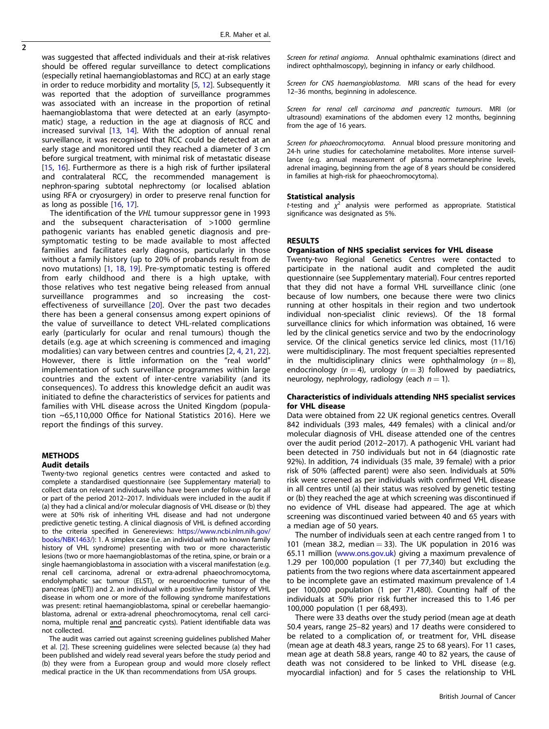was suggested that affected individuals and their at-risk relatives should be offered regular surveillance to detect complications (especially retinal haemangioblastomas and RCC) at an early stage in order to reduce morbidity and mortality [5, 12]. Subsequently it was reported that the adoption of surveillance programmes was associated with an increase in the proportion of retinal haemangioblastoma that were detected at an early (asymptomatic) stage, a reduction in the age at diagnosis of RCC and increased survival [13, 14]. With the adoption of annual renal surveillance, it was recognised that RCC could be detected at an early stage and monitored until they reached a diameter of 3 cm before surgical treatment, with minimal risk of metastatic disease [15, 16]. Furthermore as there is a high risk of further ipsilateral and contralateral RCC, the recommended management is nephron-sparing subtotal nephrectomy (or localised ablation using RFA or cryosurgery) in order to preserve renal function for as long as possible [16, 17].

The identification of the *VHL* tumour suppressor gene in 1993 and the subsequent characterisation of >1000 germline pathogenic variants has enabled genetic diagnosis and pre-symptomatic testing to be made available to most affected families and facilitates early diagnosis, particularly in those without a family history (up to 20% of probands result from de novo mutations) [1, 18, 19]. Pre-symptomatic testing is offered from early childhood and there is a high uptake, with those relatives who test negative being released from annual surveillance programmes and so increasing the cost-effectiveness of surveillance [20]. Over the past two decades there has been a general consensus among expert opinions of the value of surveillance to detect VHL-related complications early (particularly for ocular and renal tumours) though the details (e.g. age at which screening is commenced and imaging modalities) can vary between centres and countries [2, 4, 21, 22]. However, there is little information on the "real world" implementation of such surveillance programmes within large countries and the extent of inter-centre variability (and its consequences). To address this knowledge deficit an audit was initiated to define the characteristics of services for patients and families with VHL disease across the United Kingdom (population ~65,110,000 Office for National Statistics 2016). Here we report the findings of this survey.

## METHODS

### Audit details

Twenty-two regional genetics centres were contacted and asked to complete a standardised questionnaire (see Supplementary material) to collect data on relevant individuals who have been under follow-up for all or part of the period 2012–2017. Individuals were included in the audit if (a) they had a clinical and/or molecular diagnosis of VHL disease or (b) they were at 50% risk of inheriting VHL disease and had not undergone predictive genetic testing. A clinical diagnosis of VHL is defined according to the criteria specified in Genereviews: https://www.ncbi.nlm.nih.gov/books/NBK1463/): 1. A simplex case (i.e. an individual with no known family history of VHL syndrome) presenting with two or more characteristic lesions (two or more haemangioblastomas of the retina, spine, or brain or a single haemangioblastoma in association with a visceral manifestation (e.g. renal cell carcinoma, adrenal or extra-adrenal phaeochromocytoma, endolymphatic sac tumour (ELST), or neuroendocrine tumour of the pancreas (pNET)) and 2. an individual with a positive family history of VHL disease in whom one or more of the following syndrome manifestations was present: retinal haemangioblastoma, spinal or cerebellar haemangioblastoma, adrenal or extra-adrenal phaeochromocytoma, renal cell carcinoma, multiple renal and pancreatic cysts). Patient identifiable data was not collected.

The audit was carried out against screening guidelines published Maher et al. [2]. These screening guidelines were selected because (a) they had been published and widely read several years before the study period and (b) they were from a European group and would more closely reflect medical practice in the UK than recommendations from USA groups.

*Screen for retinal angioma*. Annual ophthalmic examinations (direct and indirect ophthalmoscopy), beginning in infancy or early childhood.

*Screen for CNS haemangioblastoma*. MRI scans of the head for every 12–36 months, beginning in adolescence.

*Screen for renal cell carcinoma and pancreatic tumours*. MRI (or ultrasound) examinations of the abdomen every 12 months, beginning from the age of 16 years.

*Screen for phaeochromocytoma*. Annual blood pressure monitoring and 24-h urine studies for catecholamine metabolites. More intense surveillance (e.g. annual measurement of plasma normetanephrine levels, adrenal imaging, beginning from the age of 8 years should be considered in families at high-risk for phaeochromocytoma).

### Statistical analysis

*t*-testing and $\chi^2$ analysis were performed as appropriate. Statistical significance was designated as 5%.

## RESULTS

### Organisation of NHS specialist services for VHL disease

Twenty-two Regional Genetics Centres were contacted to participate in the national audit and completed the audit questionnaire (see Supplementary material). Four centres reported that they did not have a formal VHL surveillance clinic (one because of low numbers, one because there were two clinics running at other hospitals in their region and two undertook individual non-specialist clinic reviews). Of the 18 formal surveillance clinics for which information was obtained, 16 were led by the clinical genetics service and two by the endocrinology service. Of the clinical genetics service led clinics, most (11/16) were multidisciplinary. The most frequent specialties represented in the multidisciplinary clinics were ophthalmology ($n = 8$), endocrinology ($n = 4$), urology ($n = 3$) followed by paediatrics, neurology, nephrology, radiology (each $n = 1$).

### Characteristics of individuals attending NHS specialist services for VHL disease

Data were obtained from 22 UK regional genetics centres. Overall 842 individuals (393 males, 449 females) with a clinical and/or molecular diagnosis of VHL disease attended one of the centres over the audit period (2012–2017). A pathogenic VHL variant had been detected in 750 individuals but not in 64 (diagnostic rate 92%). In addition, 74 individuals (35 male, 39 female) with a prior risk of 50% (affected parent) were also seen. Individuals at 50% risk were screened as per individuals with confirmed VHL disease in all centres until (a) their status was resolved by genetic testing or (b) they reached the age at which screening was discontinued if no evidence of VHL disease had appeared. The age at which screening was discontinued varied between 40 and 65 years with a median age of 50 years.

The number of individuals seen at each centre ranged from 1 to 101 (mean 38.2, median = 33). The UK population in 2016 was 65.11 million (www.ons.gov.uk) giving a maximum prevalence of 1.29 per 100,000 population (1 per 77,340) but excluding the patients from the two regions where data ascertainment appeared to be incomplete gave an estimated maximum prevalence of 1.4 per 100,000 population (1 per 71,480). Counting half of the individuals at 50% prior risk further increased this to 1.46 per 100,000 population (1 per 68,493).

There were 33 deaths over the study period (mean age at death 50.4 years, range 25–82 years) and 17 deaths were considered to be related to a complication of, or treatment for, VHL disease (mean age at death 48.3 years, range 25 to 68 years). For 11 cases, mean age at death 58.8 years, range 40 to 82 years, the cause of death was not considered to be linked to VHL disease (e.g. myocardial infaction) and for 5 cases the relationship to VHL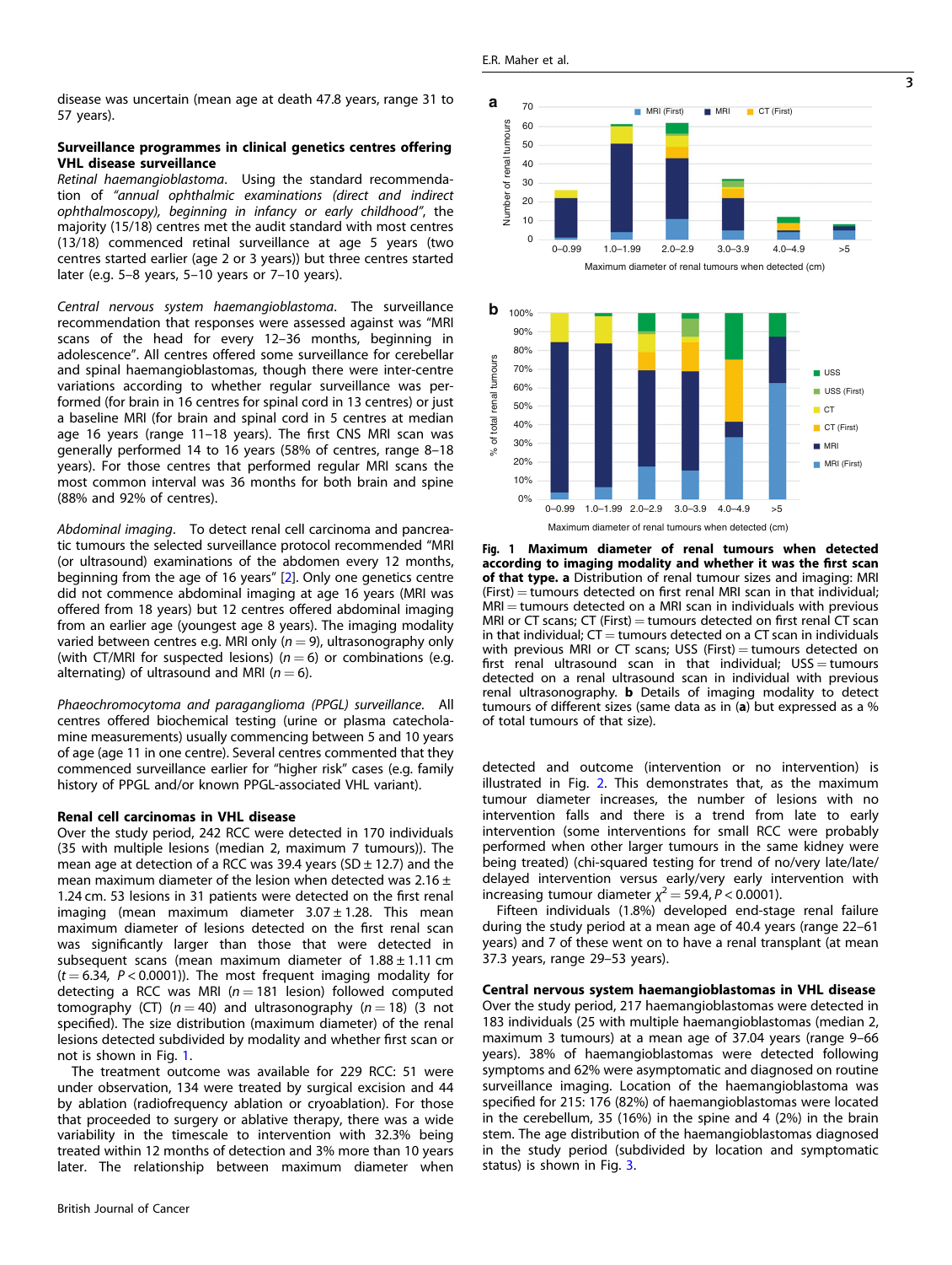disease was uncertain (mean age at death 47.8 years, range 31 to 57 years).

### Surveillance programmes in clinical genetics centres offering VHL disease surveillance

*Retinal haemangioblastoma*. Using the standard recommendation of *"annual ophthalmic examinations (direct and indirect ophthalmoscopy), beginning in infancy or early childhood"*, the majority (15/18) centres met the audit standard with most centres (13/18) commenced retinal surveillance at age 5 years (two centres started earlier (age 2 or 3 years)) but three centres started later (e.g. 5–8 years, 5–10 years or 7–10 years).

*Central nervous system haemangioblastoma*. The surveillance recommendation that responses were assessed against was "MRI scans of the head for every 12–36 months, beginning in adolescence". All centres offered some surveillance for cerebellar and spinal haemangioblastomas, though there were inter-centre variations according to whether regular surveillance was performed (for brain in 16 centres for spinal cord in 13 centres) or just a baseline MRI (for brain and spinal cord in 5 centres at median age 16 years (range 11–18 years). The first CNS MRI scan was generally performed 14 to 16 years (58% of centres, range 8–18 years). For those centres that performed regular MRI scans the most common interval was 36 months for both brain and spine (88% and 92% of centres).

*Abdominal imaging*. To detect renal cell carcinoma and pancreatic tumours the selected surveillance protocol recommended "MRI (or ultrasound) examinations of the abdomen every 12 months, beginning from the age of 16 years" [2]. Only one genetics centre did not commence abdominal imaging at age 16 years (MRI was offered from 18 years) but 12 centres offered abdominal imaging from an earlier age (youngest age 8 years). The imaging modality varied between centres e.g. MRI only ($n = 9$), ultrasonography only (with CT/MRI for suspected lesions) ($n = 6$) or combinations (e.g. alternating) of ultrasound and MRI ($n = 6$).

*Phaeochromocytoma and paraganglioma (PPGL) surveillance*. All centres offered biochemical testing (urine or plasma catecholamine measurements) usually commencing between 5 and 10 years of age (age 11 in one centre). Several centres commented that they commenced surveillance earlier for "higher risk" cases (e.g. family history of PPGL and/or known PPGL-associated VHL variant).

### Renal cell carcinomas in VHL disease

Over the study period, 242 RCC were detected in 170 individuals (35 with multiple lesions (median 2, maximum 7 tumours)). The mean age at detection of a RCC was 39.4 years (SD ± 12.7) and the mean maximum diameter of the lesion when detected was 2.16 ± 1.24 cm. 53 lesions in 31 patients were detected on the first renal imaging (mean maximum diameter 3.07 ± 1.28. This mean maximum diameter of lesions detected on the first renal scan was significantly larger than those that were detected in subsequent scans (mean maximum diameter of 1.88 ± 1.11 cm ($t = 6.34$, $P < 0.0001$)). The most frequent imaging modality for detecting a RCC was MRI ($n = 181$ lesion) followed computed tomography (CT) ($n = 40$) and ultrasonography ($n = 18$) (3 not specified). The size distribution (maximum diameter) of the renal lesions detected subdivided by modality and whether first scan or not is shown in Fig. 1.

The treatment outcome was available for 229 RCC: 51 were under observation, 134 were treated by surgical excision and 44 by ablation (radiofrequency ablation or cryoablation). For those that proceeded to surgery or ablative therapy, there was a wide variability in the timescale to intervention with 32.3% being treated within 12 months of detection and 3% more than 10 years later. The relationship between maximum diameter when detected and outcome (intervention or no intervention) is illustrated in Fig. 2. This demonstrates that, as the maximum tumour diameter increases, the number of lesions with no intervention falls and there is a trend from late to early intervention (some interventions for small RCC were probably performed when other larger tumours in the same kidney were being treated) (chi-squared testing for trend of no/very late/late/delayed intervention versus early/very early intervention with increasing tumour diameter $\chi^2 = 59.4$, $P < 0.0001$).

**Fig. 1 Maximum diameter of renal tumours when detected according to imaging modality and whether it was the first scan of that type.** **a** Distribution of renal tumour sizes and imaging: MRI (First) = tumours detected on first renal MRI scan in that individual; MRI = tumours detected on a MRI scan in individuals with previous MRI or CT scans; CT (First) = tumours detected on first renal CT scan in that individual; CT = tumours detected on a CT scan in individuals with previous MRI or CT scans; USS (First) = tumours detected on first renal ultrasound scan in that individual; USS = tumours detected on a renal ultrasound scan in individual with previous renal ultrasonography. **b** Details of imaging modality to detect tumours of different sizes (same data as in (**a**) but expressed as a % of total tumours of that size).

Fifteen individuals (1.8%) developed end-stage renal failure during the study period at a mean age of 40.4 years (range 22–61 years) and 7 of these went on to have a renal transplant (at mean 37.3 years, range 29–53 years).

### Central nervous system haemangioblastomas in VHL disease

Over the study period, 217 haemangioblastomas were detected in 183 individuals (25 with multiple haemangioblastomas (median 2, maximum 3 tumours)) at a mean age of 37.04 years (range 9–66 years). 38% of haemangioblastomas were detected following symptoms and 62% were asymptomatic and diagnosed on routine surveillance imaging. Location of the haemangioblastoma was specified for 215: 176 (82%) of haemangioblastomas were located in the cerebellum, 35 (16%) in the spine and 4 (2%) in the brain stem. The age distribution of the haemangioblastomas diagnosed in the study period (subdivided by location and symptomatic status) is shown in Fig. 3.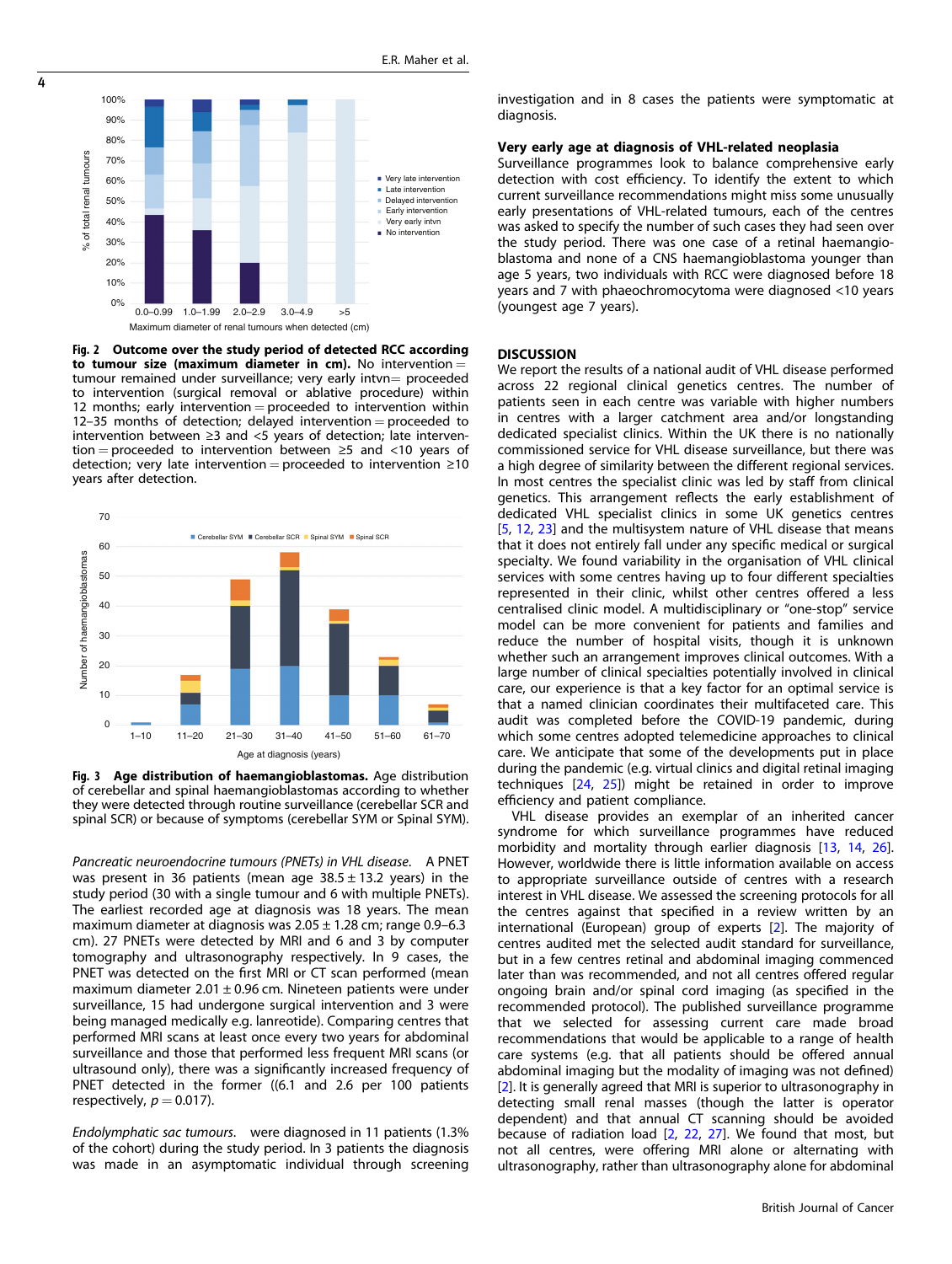Fig. 2 **Outcome over the study period of detected RCC according to tumour size (maximum diameter in cm).** No intervention = tumour remained under surveillance; very early intvn= proceeded to intervention (surgical removal or ablative procedure) within 12 months; early intervention = proceeded to intervention within 12–35 months of detection; delayed intervention = proceeded to intervention between ≥3 and <5 years of detection; late intervention = proceeded to intervention between ≥5 and <10 years of detection; very late intervention = proceeded to intervention ≥10 years after detection.

Fig. 3 **Age distribution of haemangioblastomas.** Age distribution of cerebellar and spinal haemangioblastomas according to whether they were detected through routine surveillance (cerebellar SCR and spinal SCR) or because of symptoms (cerebellar SYM or Spinal SYM).

*Pancreatic neuroendocrine tumours (PNETs) in VHL disease.* A PNET was present in 36 patients (mean age 38.5 ± 13.2 years) in the study period (30 with a single tumour and 6 with multiple PNETs). The earliest recorded age at diagnosis was 18 years. The mean maximum diameter at diagnosis was 2.05 ± 1.28 cm; range 0.9–6.3 cm). 27 PNETs were detected by MRI and 6 and 3 by computer tomography and ultrasonography respectively. In 9 cases, the PNET was detected on the first MRI or CT scan performed (mean maximum diameter 2.01 ± 0.96 cm. Nineteen patients were under surveillance, 15 had undergone surgical intervention and 3 were being managed medically e.g. lanreotide). Comparing centres that performed MRI scans at least once every two years for abdominal surveillance and those that performed less frequent MRI scans (or ultrasound only), there was a significantly increased frequency of PNET detected in the former ((6.1 and 2.6 per 100 patients respectively, $p = 0.017$).

*Endolymphatic sac tumours.* were diagnosed in 11 patients (1.3% of the cohort) during the study period. In 3 patients the diagnosis was made in an asymptomatic individual through screening investigation and in 8 cases the patients were symptomatic at diagnosis.

### Very early age at diagnosis of VHL-related neoplasia

Surveillance programmes look to balance comprehensive early detection with cost efficiency. To identify the extent to which current surveillance recommendations might miss some unusually early presentations of VHL-related tumours, each of the centres was asked to specify the number of such cases they had seen over the study period. There was one case of a retinal haemangioblastoma and none of a CNS haemangioblastoma younger than age 5 years, two individuals with RCC were diagnosed before 18 years and 7 with phaeochromocytoma were diagnosed <10 years (youngest age 7 years).

## DISCUSSION

We report the results of a national audit of VHL disease performed across 22 regional clinical genetics centres. The number of patients seen in each centre was variable with higher numbers in centres with a larger catchment area and/or longstanding dedicated specialist clinics. Within the UK there is no nationally commissioned service for VHL disease surveillance, but there was a high degree of similarity between the different regional services. In most centres the specialist clinic was led by staff from clinical genetics. This arrangement reflects the early establishment of dedicated VHL specialist clinics in some UK genetics centres [5, 12, 23] and the multisystem nature of VHL disease that means that it does not entirely fall under any specific medical or surgical specialty. We found variability in the organisation of VHL clinical services with some centres having up to four different specialties represented in their clinic, whilst other centres offered a less centralised clinic model. A multidisciplinary or "one-stop" service model can be more convenient for patients and families and reduce the number of hospital visits, though it is unknown whether such an arrangement improves clinical outcomes. With a large number of clinical specialties potentially involved in clinical care, our experience is that a key factor for an optimal service is that a named clinician coordinates their multifaceted care. This audit was completed before the COVID-19 pandemic, during which some centres adopted telemedicine approaches to clinical care. We anticipate that some of the developments put in place during the pandemic (e.g. virtual clinics and digital retinal imaging techniques [24, 25]) might be retained in order to improve efficiency and patient compliance.

VHL disease provides an exemplar of an inherited cancer syndrome for which surveillance programmes have reduced morbidity and mortality through earlier diagnosis [13, 14, 26]. However, worldwide there is little information available on access to appropriate surveillance outside of centres with a research interest in VHL disease. We assessed the screening protocols for all the centres against that specified in a review written by an international (European) group of experts [2]. The majority of centres audited met the selected audit standard for surveillance, but in a few centres retinal and abdominal imaging commenced later than was recommended, and not all centres offered regular ongoing brain and/or spinal cord imaging (as specified in the recommended protocol). The published surveillance programme that we selected for assessing current care made broad recommendations that would be applicable to a range of health care systems (e.g. that all patients should be offered annual abdominal imaging but the modality of imaging was not defined) [2]. It is generally agreed that MRI is superior to ultrasonography in detecting small renal masses (though the latter is operator dependent) and that annual CT scanning should be avoided because of radiation load [2, 22, 27]. We found that most, but not all centres, were offering MRI alone or alternating with ultrasonography, rather than ultrasonography alone for abdominal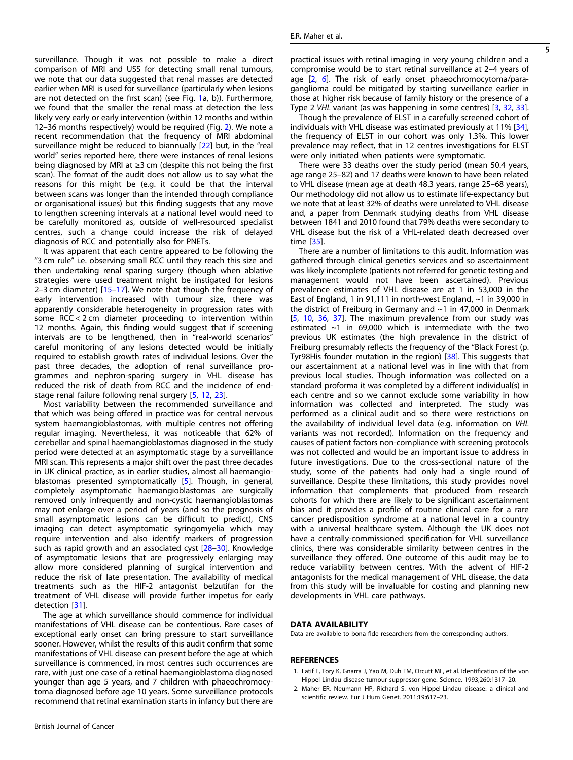surveillance. Though it was not possible to make a direct comparison of MRI and USS for detecting small renal tumours, we note that our data suggested that renal masses are detected earlier when MRI is used for surveillance (particularly when lesions are not detected on the first scan) (see Fig. 1a, b)). Furthermore, we found that the smaller the renal mass at detection the less likely very early or early intervention (within 12 months and within 12–36 months respectively) would be required (Fig. 2). We note a recent recommendation that the frequency of MRI abdominal surveillance might be reduced to biannually [22] but, in the "real world" series reported here, there were instances of renal lesions being diagnosed by MRI at ≥3 cm (despite this not being the first scan). The format of the audit does not allow us to say what the reasons for this might be (e.g. it could be that the interval between scans was longer than the intended through compliance or organisational issues) but this finding suggests that any move to lengthen screening intervals at a national level would need to be carefully monitored as, outside of well-resourced specialist centres, such a change could increase the risk of delayed diagnosis of RCC and potentially also for PNETs.

It was apparent that each centre appeared to be following the "3 cm rule" i.e. observing small RCC until they reach this size and then undertaking renal sparing surgery (though when ablative strategies were used treatment might be instigated for lesions 2–3 cm diameter) [15–17]. We note that though the frequency of early intervention increased with tumour size, there was apparently considerable heterogeneity in progression rates with some RCC < 2 cm diameter proceeding to intervention within 12 months. Again, this finding would suggest that if screening intervals are to be lengthened, then in "real-world scenarios" careful monitoring of any lesions detected would be initially required to establish growth rates of individual lesions. Over the past three decades, the adoption of renal surveillance programmes and nephron-sparing surgery in VHL disease has reduced the risk of death from RCC and the incidence of end-stage renal failure following renal surgery [5, 12, 23].

Most variability between the recommended surveillance and that which was being offered in practice was for central nervous system haemangioblastomas, with multiple centres not offering regular imaging. Nevertheless, it was noticeable that 62% of cerebellar and spinal haemangioblastomas diagnosed in the study period were detected at an asymptomatic stage by a surveillance MRI scan. This represents a major shift over the past three decades in UK clinical practice, as in earlier studies, almost all haemangioblastomas presented symptomatically [5]. Though, in general, completely asymptomatic haemangioblastomas are surgically removed only infrequently and non-cystic haemangioblastomas may not enlarge over a period of years (and so the prognosis of small asymptomatic lesions can be difficult to predict), CNS imaging can detect asymptomatic syringomyelia which may require intervention and also identify markers of progression such as rapid growth and an associated cyst [28–30]. Knowledge of asymptomatic lesions that are progressively enlarging may allow more considered planning of surgical intervention and reduce the risk of late presentation. The availability of medical treatments such as the HIF-2 antagonist belzutifan for the treatment of VHL disease will provide further impetus for early detection [31].

The age at which surveillance should commence for individual manifestations of VHL disease can be contentious. Rare cases of exceptional early onset can bring pressure to start surveillance sooner. However, whilst the results of this audit confirm that some manifestations of VHL disease can present before the age at which surveillance is commenced, in most centres such occurrences are rare, with just one case of a retinal haemangioblastoma diagnosed younger than age 5 years, and 7 children with phaeochromocytoma diagnosed before age 10 years. Some surveillance protocols recommend that retinal examination starts in infancy but there are practical issues with retinal imaging in very young children and a compromise would be to start retinal surveillance at 2–4 years of age [2, 6]. The risk of early onset phaeochromocytoma/paraganglioma could be mitigated by starting surveillance earlier in those at higher risk because of family history or the presence of a Type 2 *VHL* variant (as was happening in some centres) [3, 32, 33].

Though the prevalence of ELST in a carefully screened cohort of individuals with VHL disease was estimated previously at 11% [34], the frequency of ELST in our cohort was only 1.3%. This lower prevalence may reflect, that in 12 centres investigations for ELST were only initiated when patients were symptomatic.

There were 33 deaths over the study period (mean 50.4 years, age range 25–82) and 17 deaths were known to have been related to VHL disease (mean age at death 48.3 years, range 25–68 years), Our methodology did not allow us to estimate life-expectancy but we note that at least 32% of deaths were unrelated to VHL disease and, a paper from Denmark studying deaths from VHL disease between 1841 and 2010 found that 79% deaths were secondary to VHL disease but the risk of a VHL-related death decreased over time [35].

There are a number of limitations to this audit. Information was gathered through clinical genetics services and so ascertainment was likely incomplete (patients not referred for genetic testing and management would not have been ascertained). Previous prevalence estimates of VHL disease are at 1 in 53,000 in the East of England, 1 in 91,111 in north-west England, ~1 in 39,000 in the district of Freiburg in Germany and ~1 in 47,000 in Denmark [5, 10, 36, 37]. The maximum prevalence from our study was estimated ~1 in 69,000 which is intermediate with the two previous UK estimates (the high prevalence in the district of Freiburg presumably reflects the frequency of the "Black Forest (p. Tyr98His founder mutation in the region) [38]. This suggests that our ascertainment at a national level was in line with that from previous local studies. Though information was collected on a standard proforma it was completed by a different individual(s) in each centre and so we cannot exclude some variability in how information was collected and interpreted. The study was performed as a clinical audit and so there were restrictions on the availability of individual level data (e.g. information on *VHL* variants was not recorded). Information on the frequency and causes of patient factors non-compliance with screening protocols was not collected and would be an important issue to address in future investigations. Due to the cross-sectional nature of the study, some of the patients had only had a single round of surveillance. Despite these limitations, this study provides novel information that complements that produced from research cohorts for which there are likely to be significant ascertainment bias and it provides a profile of routine clinical care for a rare cancer predisposition syndrome at a national level in a country with a universal healthcare system. Although the UK does not have a centrally-commissioned specification for VHL surveillance clinics, there was considerable similarity between centres in the surveillance they offered. One outcome of this audit may be to reduce variability between centres. With the advent of HIF-2 antagonists for the medical management of VHL disease, the data from this study will be invaluable for costing and planning new developments in VHL care pathways.

## DATA AVAILABILITY

Data are available to bona fide researchers from the corresponding authors.

## REFERENCES

1. Latif F, Tory K, Gnarra J, Yao M, Duh FM, Orcutt ML, et al. Identification of the von Hippel-Lindau disease tumour suppressor gene. Science. 1993;260:1317–20.
2. Maher ER, Neumann HP, Richard S. von Hippel-Lindau disease: a clinical and scientific review. Eur J Hum Genet. 2011;19:617–23.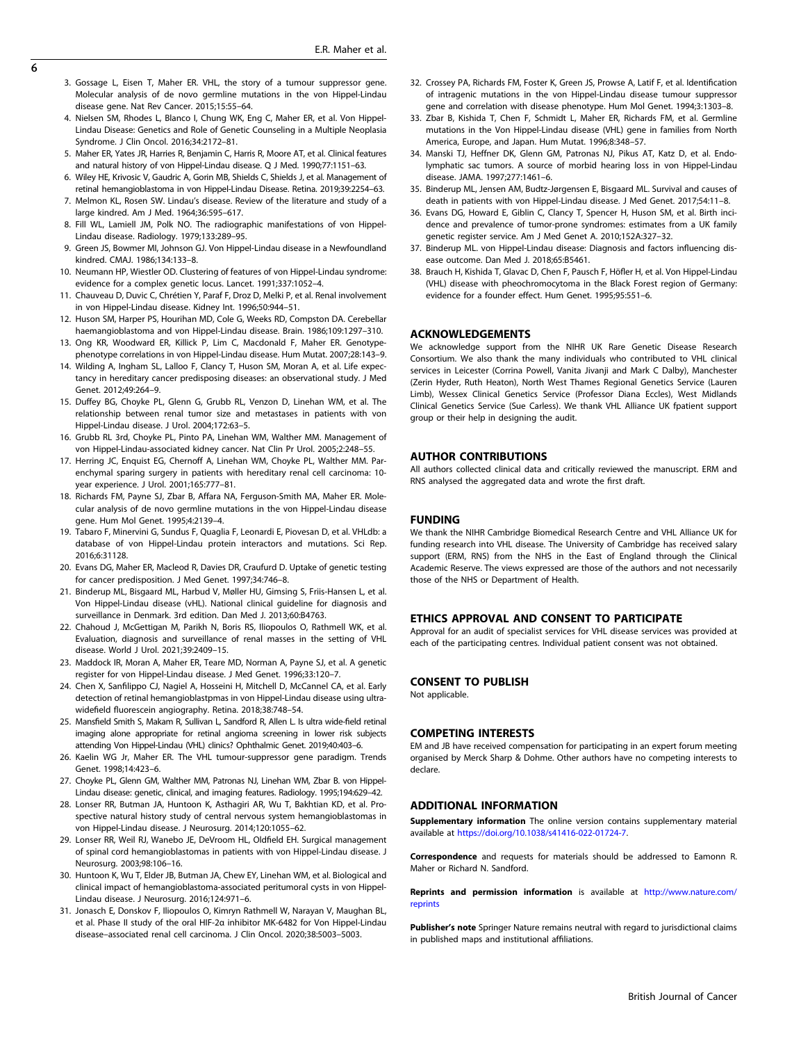3. Gossage L, Eisen T, Maher ER. VHL, the story of a tumour suppressor gene. Molecular analysis of de novo germline mutations in the von Hippel-Lindau disease gene. Nat Rev Cancer. 2015;15:55–64.
4. Nielsen SM, Rhodes L, Blanco I, Chung WK, Eng C, Maher ER, et al. Von Hippel-Lindau Disease: Genetics and Role of Genetic Counseling in a Multiple Neoplasia Syndrome. J Clin Oncol. 2016;34:2172–81.
5. Maher ER, Yates JR, Harries R, Benjamin C, Harris R, Moore AT, et al. Clinical features and natural history of von Hippel-Lindau disease. Q J Med. 1990;77:1151–63.
6. Wiley HE, Krivosic V, Gaudric A, Gorin MB, Shields C, Shields J, et al. Management of retinal hemangioblastoma in von Hippel-Lindau Disease. Retina. 2019;39:2254–63.
7. Melmon KL, Rosen SW. Lindau's disease. Review of the literature and study of a large kindred. Am J Med. 1964;36:595–617.
8. Fill WL, Lamiell JM, Polk NO. The radiographic manifestations of von Hippel-Lindau disease. Radiology. 1979;133:289–95.
9. Green JS, Bowmer MI, Johnson GJ. Von Hippel-Lindau disease in a Newfoundland kindred. CMAJ. 1986;134:133–8.
10. Neumann HP, Wiestler OD. Clustering of features of von Hippel-Lindau syndrome: evidence for a complex genetic locus. Lancet. 1991;337:1052–4.
11. Chauveau D, Duvic C, Chrétien Y, Paraf F, Droz D, Melki P, et al. Renal involvement in von Hippel-Lindau disease. Kidney Int. 1996;50:944–51.
12. Huson SM, Harper PS, Hourihan MD, Cole G, Weeks RD, Compston DA. Cerebellar haemangioblastoma and von Hippel-Lindau disease. Brain. 1986;109:1297–310.
13. Ong KR, Woodward ER, Killick P, Lim C, Macdonald F, Maher ER. Genotype-phenotype correlations in von Hippel-Lindau disease. Hum Mutat. 2007;28:143–9.
14. Wilding A, Ingham SL, Lalloo F, Clancy T, Huson SM, Moran A, et al. Life expectancy in hereditary cancer predisposing diseases: an observational study. J Med Genet. 2012;49:264–9.
15. Duffey BG, Choyke PL, Glenn G, Grubb RL, Venzon D, Linehan WM, et al. The relationship between renal tumor size and metastases in patients with von Hippel-Lindau disease. J Urol. 2004;172:63–5.
16. Grubb RL 3rd, Choyke PL, Pinto PA, Linehan WM, Walther MM. Management of von Hippel-Lindau-associated kidney cancer. Nat Clin Pr Urol. 2005;2:248–55.
17. Herring JC, Enquist EG, Chernoff A, Linehan WM, Choyke PL, Walther MM. Parenchymal sparing surgery in patients with hereditary renal cell carcinoma: 10-year experience. J Urol. 2001;165:777–81.
18. Richards FM, Payne SJ, Zbar B, Affara NA, Ferguson-Smith MA, Maher ER. Molecular analysis of de novo germline mutations in the von Hippel-Lindau disease gene. Hum Mol Genet. 1995;4:2139–4.
19. Tabaro F, Minervini G, Sundus F, Quaglia F, Leonardi E, Piovesan D, et al. VHLdb: a database of von Hippel-Lindau protein interactors and mutations. Sci Rep. 2016;6:31128.
20. Evans DG, Maher ER, Macleod R, Davies DR, Craufurd D. Uptake of genetic testing for cancer predisposition. J Med Genet. 1997;34:746–8.
21. Binderup ML, Bisgaard ML, Harbud V, Møller HU, Gimsing S, Friis-Hansen L, et al. Von Hippel-Lindau disease (vHL). National clinical guideline for diagnosis and surveillance in Denmark. 3rd edition. Dan Med J. 2013;60:B4763.
22. Chahoud J, McGettigan M, Parikh N, Boris RS, Iliopoulos O, Rathmell WK, et al. Evaluation, diagnosis and surveillance of renal masses in the setting of VHL disease. World J Urol. 2021;39:2409–15.
23. Maddock IR, Moran A, Maher ER, Teare MD, Norman A, Payne SJ, et al. A genetic register for von Hippel-Lindau disease. J Med Genet. 1996;33:120–7.
24. Chen X, Sanfilippo CJ, Nagiel A, Hosseini H, Mitchell D, McCannel CA, et al. Early detection of retinal hemangioblastpmas in von Hippel-Lindau disease using ultra-widefield fluorescein angiography. Retina. 2018;38:748–54.
25. Mansfield Smith S, Makam R, Sullivan L, Sandford R, Allen L. Is ultra wide-field retinal imaging alone appropriate for retinal angioma screening in lower risk subjects attending Von Hippel-Lindau (VHL) clinics? Ophthalmic Genet. 2019;40:403–6.
26. Kaelin WG Jr, Maher ER. The VHL tumour-suppressor gene paradigm. Trends Genet. 1998;14:423–6.
27. Choyke PL, Glenn GM, Walther MM, Patronas NJ, Linehan WM, Zbar B. von Hippel-Lindau disease: genetic, clinical, and imaging features. Radiology. 1995;194:629–42.
28. Lonser RR, Butman JA, Huntoon K, Asthagiri AR, Wu T, Bakhtian KD, et al. Prospective natural history study of central nervous system hemangioblastomas in von Hippel-Lindau disease. J Neurosurg. 2014;120:1055–62.
29. Lonser RR, Weil RJ, Wanebo JE, DeVroom HL, Oldfield EH. Surgical management of spinal cord hemangioblastomas in patients with von Hippel-Lindau disease. J Neurosurg. 2003;98:106–16.
30. Huntoon K, Wu T, Elder JB, Butman JA, Chew EY, Linehan WM, et al. Biological and clinical impact of hemangioblastoma-associated peritumoral cysts in von Hippel-Lindau disease. J Neurosurg. 2016;124:971–6.
31. Jonasch E, Donskov F, Iliopoulos O, Kimryn Rathmell W, Narayan V, Maughan BL, et al. Phase II study of the oral HIF-2α inhibitor MK-6482 for Von Hippel-Lindau disease–associated renal cell carcinoma. J Clin Oncol. 2020;38:5003–5003.
32. Crossey PA, Richards FM, Foster K, Green JS, Prowse A, Latif F, et al. Identification of intragenic mutations in the von Hippel-Lindau disease tumour suppressor gene and correlation with disease phenotype. Hum Mol Genet. 1994;3:1303–8.
33. Zbar B, Kishida T, Chen F, Schmidt L, Maher ER, Richards FM, et al. Germline mutations in the Von Hippel-Lindau disease (VHL) gene in families from North America, Europe, and Japan. Hum Mutat. 1996;8:348–57.
34. Manski TJ, Heffner DK, Glenn GM, Patronas NJ, Pikus AT, Katz D, et al. Endolymphatic sac tumors. A source of morbid hearing loss in von Hippel-Lindau disease. JAMA. 1997;277:1461–6.
35. Binderup ML, Jensen AM, Budtz-Jørgensen E, Bisgaard ML. Survival and causes of death in patients with von Hippel-Lindau disease. J Med Genet. 2017;54:11–8.
36. Evans DG, Howard E, Giblin C, Clancy T, Spencer H, Huson SM, et al. Birth incidence and prevalence of tumor-prone syndromes: estimates from a UK family genetic register service. Am J Med Genet A. 2010;152A:327–32.
37. Binderup ML. von Hippel-Lindau disease: Diagnosis and factors influencing disease outcome. Dan Med J. 2018;65:B5461.
38. Brauch H, Kishida T, Glavac D, Chen F, Pausch F, Höfler H, et al. Von Hippel-Lindau (VHL) disease with pheochromocytoma in the Black Forest region of Germany: evidence for a founder effect. Hum Genet. 1995;95:551–6.

## ACKNOWLEDGEMENTS

We acknowledge support from the NIHR UK Rare Genetic Disease Research Consortium. We also thank the many individuals who contributed to VHL clinical services in Leicester (Corrina Powell, Vanita Jivanji and Mark C Dalby), Manchester (Zerin Hyder, Ruth Heaton), North West Thames Regional Genetics Service (Lauren Limb), Wessex Clinical Genetics Service (Professor Diana Eccles), West Midlands Clinical Genetics Service (Sue Carless). We thank VHL Alliance UK fpatient support group or their help in designing the audit.

## AUTHOR CONTRIBUTIONS

All authors collected clinical data and critically reviewed the manuscript. ERM and RNS analysed the aggregated data and wrote the first draft.

## FUNDING

We thank the NIHR Cambridge Biomedical Research Centre and VHL Alliance UK for funding research into VHL disease. The University of Cambridge has received salary support (ERM, RNS) from the NHS in the East of England through the Clinical Academic Reserve. The views expressed are those of the authors and not necessarily those of the NHS or Department of Health.

## ETHICS APPROVAL AND CONSENT TO PARTICIPATE

Approval for an audit of specialist services for VHL disease services was provided at each of the participating centres. Individual patient consent was not obtained.

## CONSENT TO PUBLISH

Not applicable.

## COMPETING INTERESTS

EM and JB have received compensation for participating in an expert forum meeting organised by Merck Sharp & Dohme. Other authors have no competing interests to declare.

## ADDITIONAL INFORMATION

**Supplementary information** The online version contains supplementary material available at https://doi.org/10.1038/s41416-022-01724-7.

**Correspondence** and requests for materials should be addressed to Eamonn R. Maher or Richard N. Sandford.

**Reprints and permission information** is available at http://www.nature.com/reprints

**Publisher's note** Springer Nature remains neutral with regard to jurisdictional claims in published maps and institutional affiliations.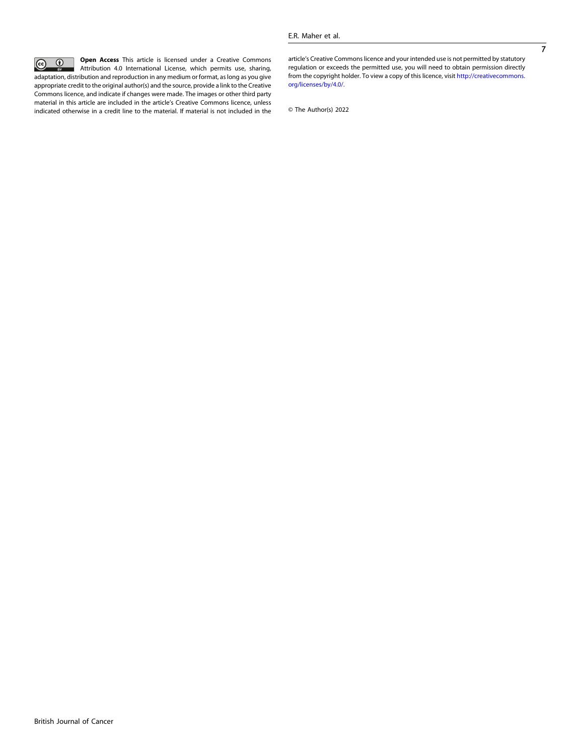**Open Access** This article is licensed under a Creative Commons Attribution 4.0 International License, which permits use, sharing, adaptation, distribution and reproduction in any medium or format, as long as you give appropriate credit to the original author(s) and the source, provide a link to the Creative Commons licence, and indicate if changes were made. The images or other third party material in this article are included in the article's Creative Commons licence, unless indicated otherwise in a credit line to the material. If material is not included in the article's Creative Commons licence and your intended use is not permitted by statutory regulation or exceeds the permitted use, you will need to obtain permission directly from the copyright holder. To view a copy of this licence, visit http://creativecommons.org/licenses/by/4.0/.

© The Author(s) 2022